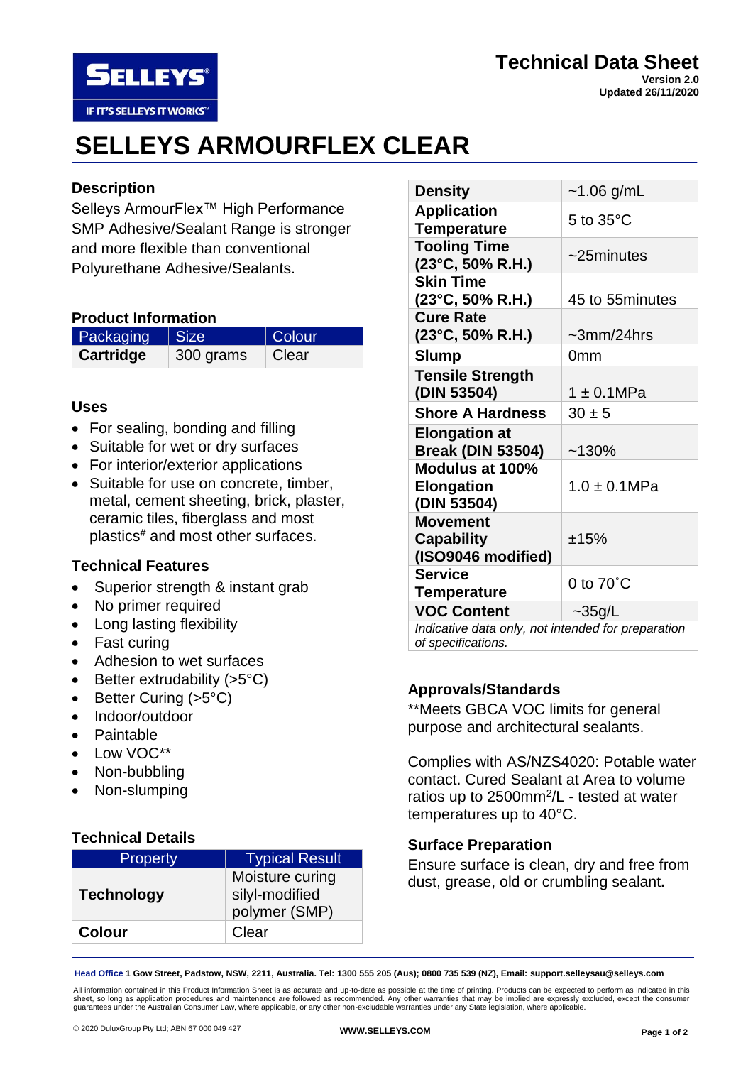Technical Data Sheet
Version 2.0
Updated 26/11/2020

# SELLEYS ARMOURFLEX CLEAR

## Description

Selleys ArmourFlex™ High Performance SMP Adhesive/Sealant Range is stronger and more flexible than conventional Polyurethane Adhesive/Sealants.

## Product Information

| Packaging | Size | Colour |
|---|---|---|
| **Cartridge** | 300 grams | Clear |

## Uses

- For sealing, bonding and filling
- Suitable for wet or dry surfaces
- For interior/exterior applications
- Suitable for use on concrete, timber, metal, cement sheeting, brick, plaster, ceramic tiles, fiberglass and most plastics# and most other surfaces.

## Technical Features

- Superior strength & instant grab
- No primer required
- Long lasting flexibility
- Fast curing
- Adhesion to wet surfaces
- Better extrudability (>5°C)
- Better Curing (>5°C)
- Indoor/outdoor
- Paintable
- Low VOC**
- Non-bubbling
- Non-slumping

## Technical Details

| Property | Typical Result |
|---|---|
| **Technology** | Moisture curing silyl-modified polymer (SMP) |
| **Colour** | Clear |
| **Density** | ~1.06 g/mL |
| **Application Temperature** | 5 to 35°C |
| **Tooling Time (23°C, 50% R.H.)** | ~25minutes |
| **Skin Time (23°C, 50% R.H.)** | 45 to 55minutes |
| **Cure Rate (23°C, 50% R.H.)** | ~3mm/24hrs |
| **Slump** | 0mm |
| **Tensile Strength (DIN 53504)** | 1 ± 0.1MPa |
| **Shore A Hardness** | 30 ± 5 |
| **Elongation at Break (DIN 53504)** | ~130% |
| **Modulus at 100% Elongation (DIN 53504)** | 1.0 ± 0.1MPa |
| **Movement Capability (ISO9046 modified)** | ±15% |
| **Service Temperature** | 0 to 70˚C |
| **VOC Content** | ~35g/L |

*Indicative data only, not intended for preparation of specifications.*

## Approvals/Standards

**Meets GBCA VOC limits for general purpose and architectural sealants.

Complies with AS/NZS4020: Potable water contact. Cured Sealant at Area to volume ratios up to 2500mm$^2$/L - tested at water temperatures up to 40°C.

## Surface Preparation

Ensure surface is clean, dry and free from dust, grease, old or crumbling sealant**.**

**Head Office 1 Gow Street, Padstow, NSW, 2211, Australia. Tel: 1300 555 205 (Aus); 0800 735 539 (NZ), Email: support.selleysau@selleys.com**

All information contained in this Product Information Sheet is as accurate and up-to-date as possible at the time of printing. Products can be expected to perform as indicated in this sheet, so long as application procedures and maintenance are followed as recommended. Any other warranties that may be implied are expressly excluded, except the consumer guarantees under the Australian Consumer Law, where applicable, or any other non-excludable warranties under any State legislation, where applicable.

© 2020 DuluxGroup Pty Ltd; ABN 67 000 049 427

**WWW.SELLEYS.COM**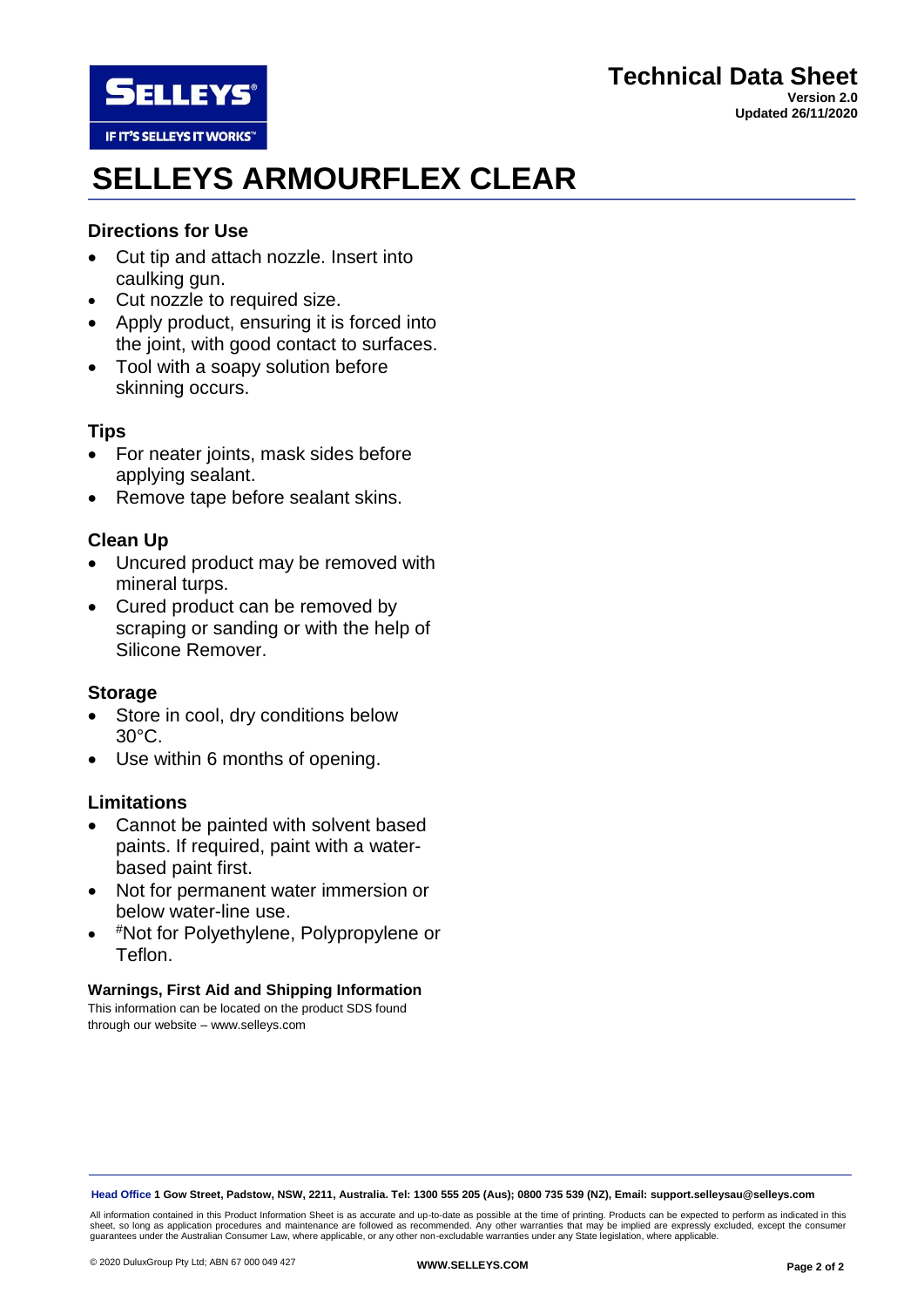# SELLEYS ARMOURFLEX CLEAR

### Directions for Use

- Cut tip and attach nozzle. Insert into caulking gun.
- Cut nozzle to required size.
- Apply product, ensuring it is forced into the joint, with good contact to surfaces.
- Tool with a soapy solution before skinning occurs.

### Tips

- For neater joints, mask sides before applying sealant.
- Remove tape before sealant skins.

### Clean Up

- Uncured product may be removed with mineral turps.
- Cured product can be removed by scraping or sanding or with the help of Silicone Remover.

### Storage

- Store in cool, dry conditions below 30°C.
- Use within 6 months of opening.

### Limitations

- Cannot be painted with solvent based paints. If required, paint with a water-based paint first.
- Not for permanent water immersion or below water-line use.
- #Not for Polyethylene, Polypropylene or Teflon.

#### Warnings, First Aid and Shipping Information

This information can be located on the product SDS found through our website – www.selleys.com

**Head Office** 1 Gow Street, Padstow, NSW, 2211, Australia. Tel: 1300 555 205 (Aus); 0800 735 539 (NZ), Email: support.selleysau@selleys.com

All information contained in this Product Information Sheet is as accurate and up-to-date as possible at the time of printing. Products can be expected to perform as indicated in this sheet, so long as application procedures and maintenance are followed as recommended. Any other warranties that may be implied are expressly excluded, except the consumer guarantees under the Australian Consumer Law, where applicable, or any other non-excludable warranties under any State legislation, where applicable.

© 2020 DuluxGroup Pty Ltd; ABN 67 000 049 427

WWW.SELLEYS.COM